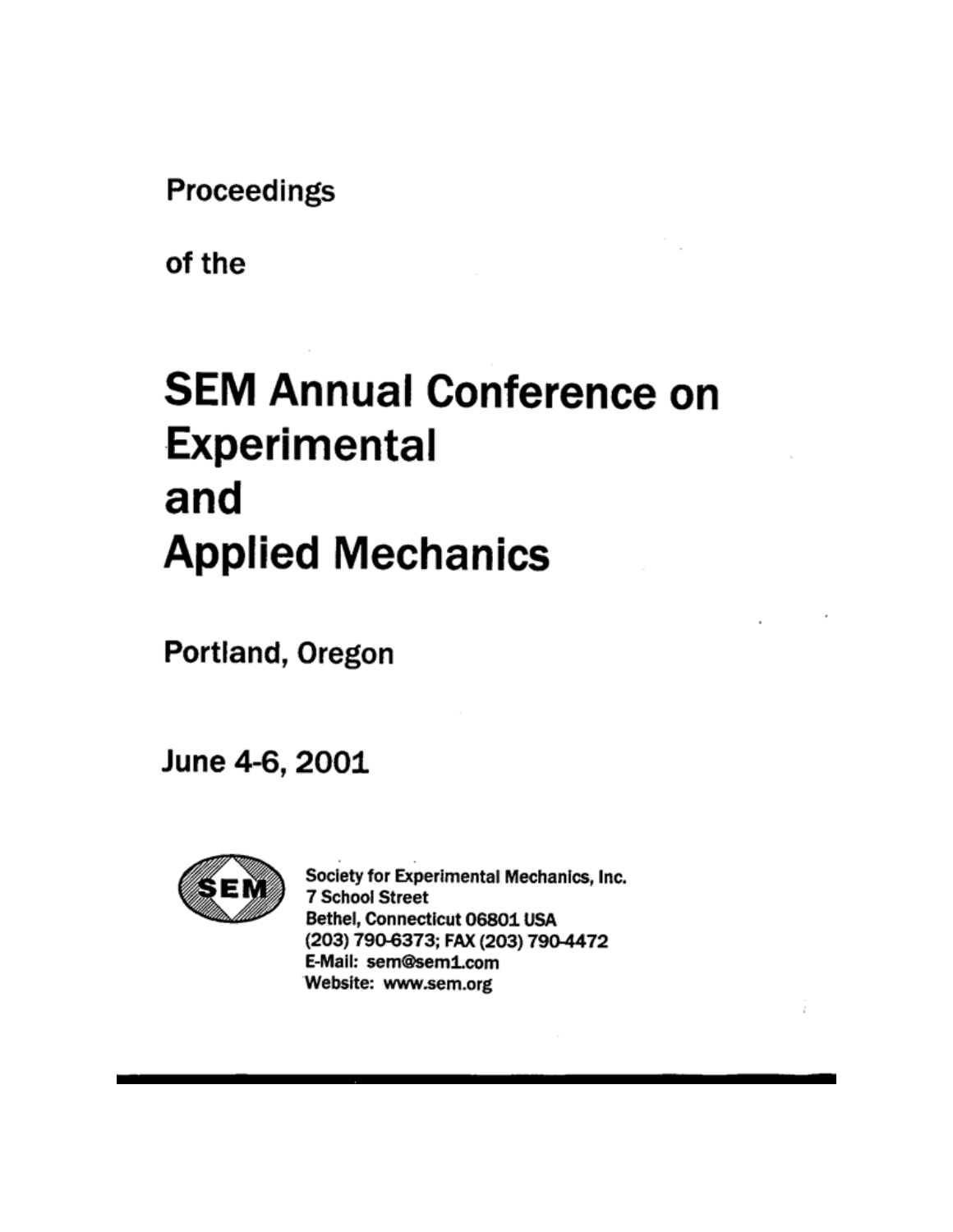Proceedings

of the

# SEM Annual Conference on Experimental and Applied Mechanics

Portland, Oregon

June 4-6, 2001

Society for Experimental Mechanics, Inc.
7 School Street
Bethel, Connecticut 06801 USA
(203) 790-6373; FAX (203) 790-4472
E-Mail: sem@sem1.com
Website: www.sem.org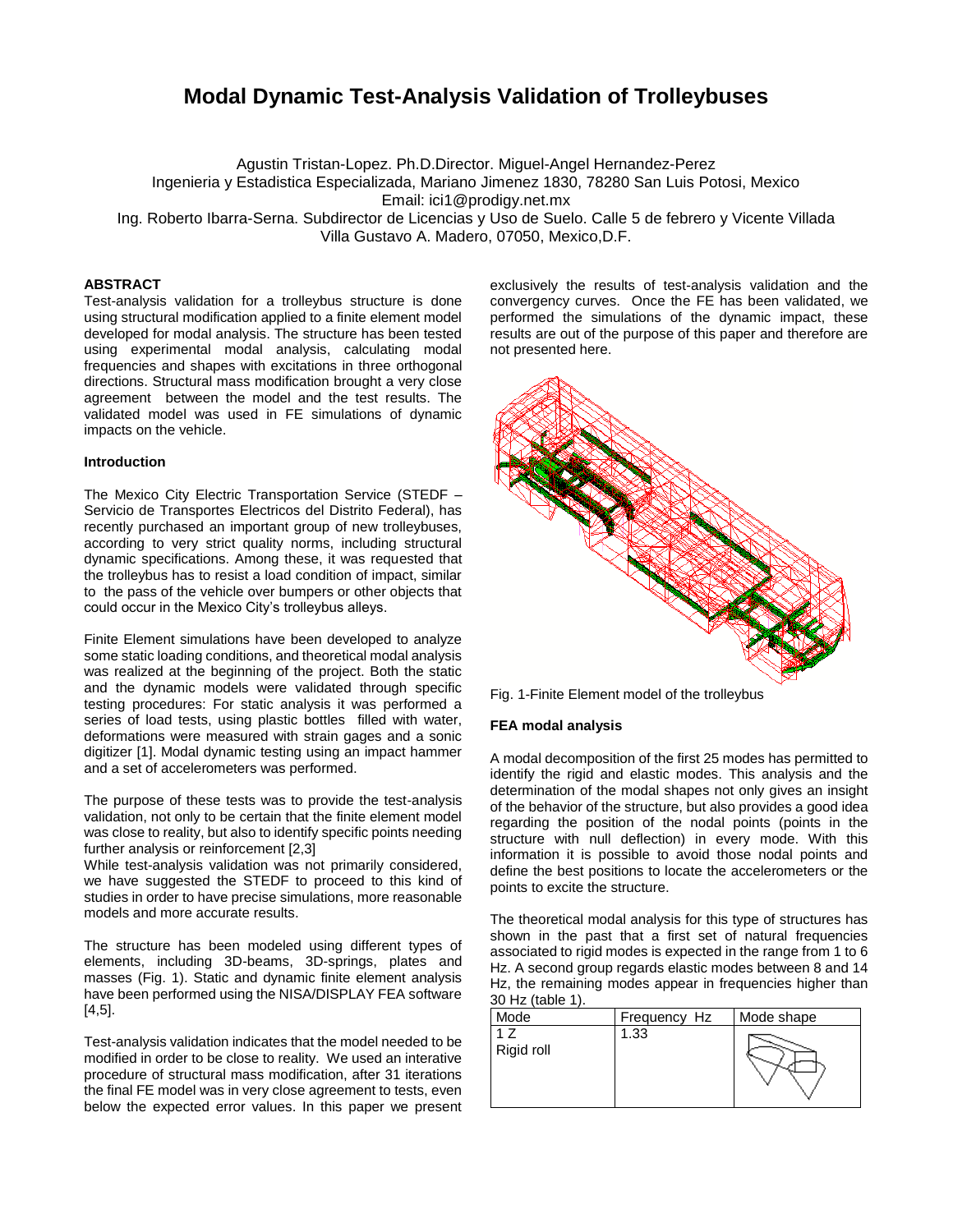# Modal Dynamic Test-Analysis Validation of Trolleybuses

Agustin Tristan-Lopez. Ph.D.Director. Miguel-Angel Hernandez-Perez
Ingenieria y Estadistica Especializada, Mariano Jimenez 1830, 78280 San Luis Potosi, Mexico
Email: ici1@prodigy.net.mx
Ing. Roberto Ibarra-Serna. Subdirector de Licencias y Uso de Suelo. Calle 5 de febrero y Vicente Villada
Villa Gustavo A. Madero, 07050, Mexico,D.F.

**ABSTRACT**

Test-analysis validation for a trolleybus structure is done using structural modification applied to a finite element model developed for modal analysis. The structure has been tested using experimental modal analysis, calculating modal frequencies and shapes with excitations in three orthogonal directions. Structural mass modification brought a very close agreement between the model and the test results. The validated model was used in FE simulations of dynamic impacts on the vehicle.

**Introduction**

The Mexico City Electric Transportation Service (STEDF – Servicio de Transportes Electricos del Distrito Federal), has recently purchased an important group of new trolleybuses, according to very strict quality norms, including structural dynamic specifications. Among these, it was requested that the trolleybus has to resist a load condition of impact, similar to the pass of the vehicle over bumpers or other objects that could occur in the Mexico City's trolleybus alleys.

Finite Element simulations have been developed to analyze some static loading conditions, and theoretical modal analysis was realized at the beginning of the project. Both the static and the dynamic models were validated through specific testing procedures: For static analysis it was performed a series of load tests, using plastic bottles filled with water, deformations were measured with strain gages and a sonic digitizer [1]. Modal dynamic testing using an impact hammer and a set of accelerometers was performed.

The purpose of these tests was to provide the test-analysis validation, not only to be certain that the finite element model was close to reality, but also to identify specific points needing further analysis or reinforcement [2,3]
While test-analysis validation was not primarily considered, we have suggested the STEDF to proceed to this kind of studies in order to have precise simulations, more reasonable models and more accurate results.

The structure has been modeled using different types of elements, including 3D-beams, 3D-springs, plates and masses (Fig. 1). Static and dynamic finite element analysis have been performed using the NISA/DISPLAY FEA software [4,5].

Test-analysis validation indicates that the model needed to be modified in order to be close to reality. We used an interative procedure of structural mass modification, after 31 iterations the final FE model was in very close agreement to tests, even below the expected error values. In this paper we present exclusively the results of test-analysis validation and the convergency curves. Once the FE has been validated, we performed the simulations of the dynamic impact, these results are out of the purpose of this paper and therefore are not presented here.

Fig. 1-Finite Element model of the trolleybus

**FEA modal analysis**

A modal decomposition of the first 25 modes has permitted to identify the rigid and elastic modes. This analysis and the determination of the modal shapes not only gives an insight of the behavior of the structure, but also provides a good idea regarding the position of the nodal points (points in the structure with null deflection) in every mode. With this information it is possible to avoid those nodal points and define the best positions to locate the accelerometers or the points to excite the structure.

The theoretical modal analysis for this type of structures has shown in the past that a first set of natural frequencies associated to rigid modes is expected in the range from 1 to 6 Hz. A second group regards elastic modes between 8 and 14 Hz, the remaining modes appear in frequencies higher than 30 Hz (table 1).

| Mode | Frequency Hz | Mode shape |
|---|---|---|
| 1 Z<br>Rigid roll | 1.33 | |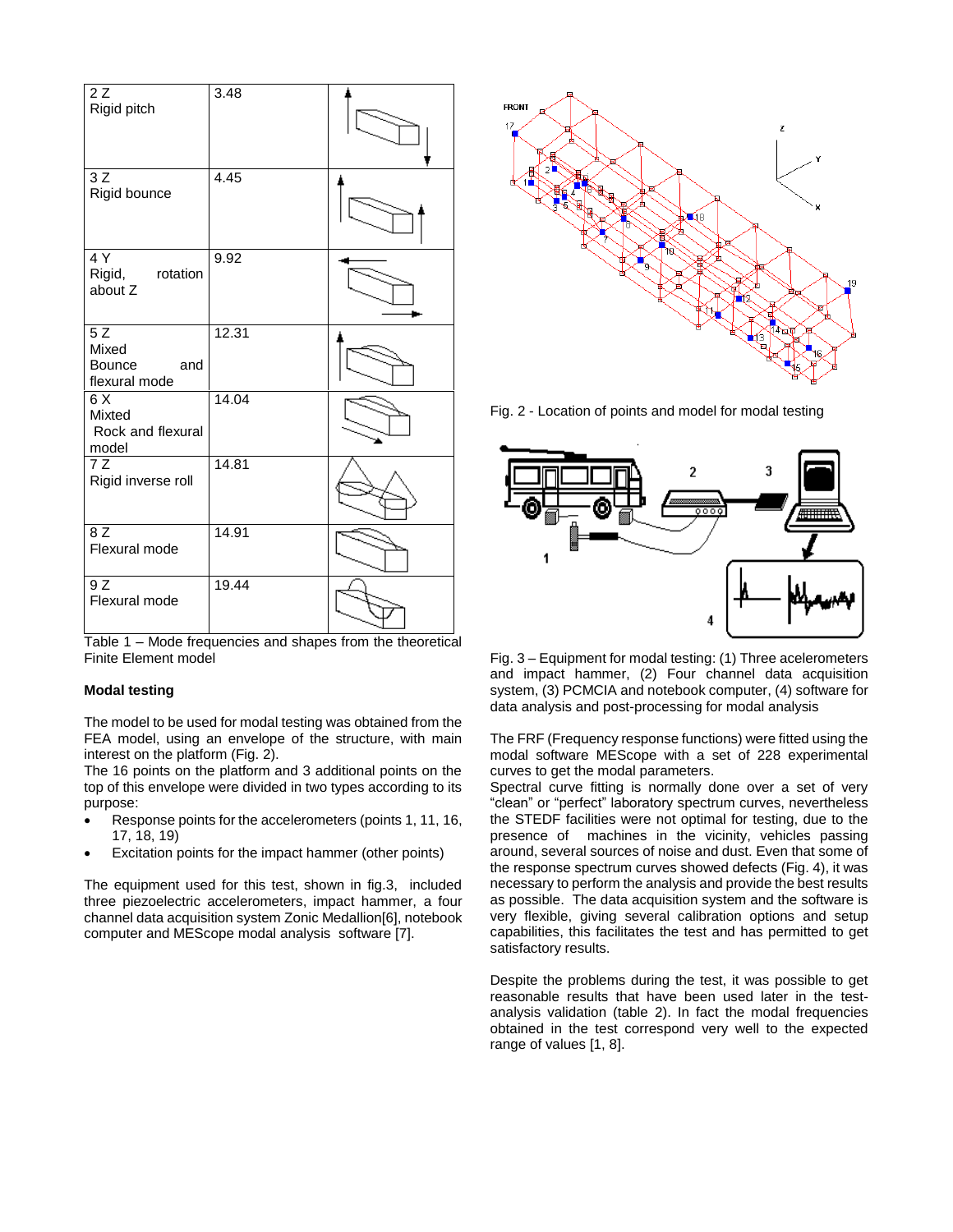| | | |
|---|---|---|
| 2 Z<br>Rigid pitch | 3.48 | |
| 3 Z<br>Rigid bounce | 4.45 | |
| 4 Y<br>Rigid, rotation about Z | 9.92 | |
| 5 Z<br>Mixed<br>Bounce and flexural mode | 12.31 | |
| 6 X<br>Mixted<br>Rock and flexural model | 14.04 | |
| 7 Z<br>Rigid inverse roll | 14.81 | |
| 8 Z<br>Flexural mode | 14.91 | |
| 9 Z<br>Flexural mode | 19.44 | |

Table 1 – Mode frequencies and shapes from the theoretical Finite Element model

**Modal testing**

The model to be used for modal testing was obtained from the FEA model, using an envelope of the structure, with main interest on the platform (Fig. 2).
The 16 points on the platform and 3 additional points on the top of this envelope were divided in two types according to its purpose:

- Response points for the accelerometers (points 1, 11, 16, 17, 18, 19)
- Excitation points for the impact hammer (other points)

The equipment used for this test, shown in fig.3, included three piezoelectric accelerometers, impact hammer, a four channel data acquisition system Zonic Medallion[6], notebook computer and MEScope modal analysis software [7].

Fig. 2 - Location of points and model for modal testing

Fig. 3 – Equipment for modal testing: (1) Three acelerometers and impact hammer, (2) Four channel data acquisition system, (3) PCMCIA and notebook computer, (4) software for data analysis and post-processing for modal analysis

The FRF (Frequency response functions) were fitted using the modal software MEScope with a set of 228 experimental curves to get the modal parameters.
Spectral curve fitting is normally done over a set of very "clean" or "perfect" laboratory spectrum curves, nevertheless the STEDF facilities were not optimal for testing, due to the presence of machines in the vicinity, vehicles passing around, several sources of noise and dust. Even that some of the response spectrum curves showed defects (Fig. 4), it was necessary to perform the analysis and provide the best results as possible. The data acquisition system and the software is very flexible, giving several calibration options and setup capabilities, this facilitates the test and has permitted to get satisfactory results.

Despite the problems during the test, it was possible to get reasonable results that have been used later in the test-analysis validation (table 2). In fact the modal frequencies obtained in the test correspond very well to the expected range of values [1, 8].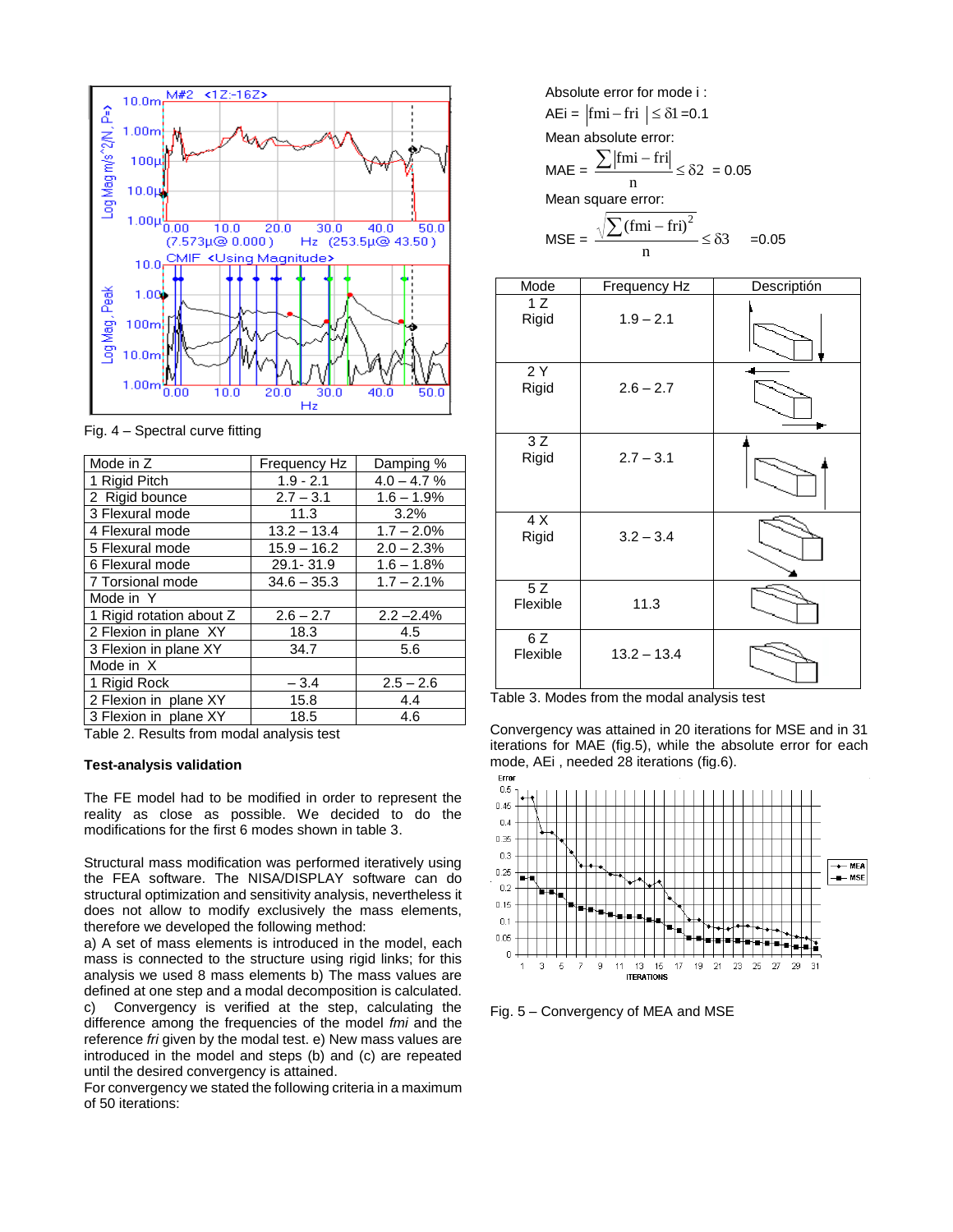Fig. 4 – Spectral curve fitting

| Mode in Z | Frequency Hz | Damping % |
|---|---|---|
| 1 Rigid Pitch | 1.9 - 2.1 | 4.0 – 4.7 % |
| 2 Rigid bounce | 2.7 – 3.1 | 1.6 – 1.9% |
| 3 Flexural mode | 11.3 | 3.2% |
| 4 Flexural mode | 13.2 – 13.4 | 1.7 – 2.0% |
| 5 Flexural mode | 15.9 – 16.2 | 2.0 – 2.3% |
| 6 Flexural mode | 29.1- 31.9 | 1.6 – 1.8% |
| 7 Torsional mode | 34.6 – 35.3 | 1.7 – 2.1% |
| Mode in Y | | |
| 1 Rigid rotation about Z | 2.6 – 2.7 | 2.2 –2.4% |
| 2 Flexion in plane XY | 18.3 | 4.5 |
| 3 Flexion in plane XY | 34.7 | 5.6 |
| Mode in X | | |
| 1 Rigid Rock | – 3.4 | 2.5 – 2.6 |
| 2 Flexion in plane XY | 15.8 | 4.4 |
| 3 Flexion in plane XY | 18.5 | 4.6 |

Table 2. Results from modal analysis test

**Test-analysis validation**

The FE model had to be modified in order to represent the reality as close as possible. We decided to do the modifications for the first 6 modes shown in table 3.

Structural mass modification was performed iteratively using the FEA software. The NISA/DISPLAY software can do structural optimization and sensitivity analysis, nevertheless it does not allow to modify exclusively the mass elements, therefore we developed the following method:
a) A set of mass elements is introduced in the model, each mass is connected to the structure using rigid links; for this analysis we used 8 mass elements b) The mass values are defined at one step and a modal decomposition is calculated. c) Convergency is verified at the step, calculating the difference among the frequencies of the model *fmi* and the reference *fri* given by the modal test. e) New mass values are introduced in the model and steps (b) and (c) are repeated until the desired convergency is attained.
For convergency we stated the following criteria in a maximum of 50 iterations:

Absolute error for mode i :

$$AEi = |fmi - fri| \leq \delta 1 = 0.1$$

Mean absolute error:

$$MAE = \frac{\sum |fmi - fri|}{n} \leq \delta 2 = 0.05$$

Mean square error:

$$MSE = \frac{\sqrt{\sum (fmi - fri)^2}}{n} \leq \delta 3 \quad = 0.05$$

| Mode | Frequency Hz | Descriptión |
|---|---|---|
| 1 Z Rigid | 1.9 – 2.1 | |
| 2 Y Rigid | 2.6 – 2.7 | |
| 3 Z Rigid | 2.7 – 3.1 | |
| 4 X Rigid | 3.2 – 3.4 | |
| 5 Z Flexible | 11.3 | |
| 6 Z Flexible | 13.2 – 13.4 | |

Table 3. Modes from the modal analysis test

Convergency was attained in 20 iterations for MSE and in 31 iterations for MAE (fig.5), while the absolute error for each mode, AEi , needed 28 iterations (fig.6).

Fig. 5 – Convergency of MEA and MSE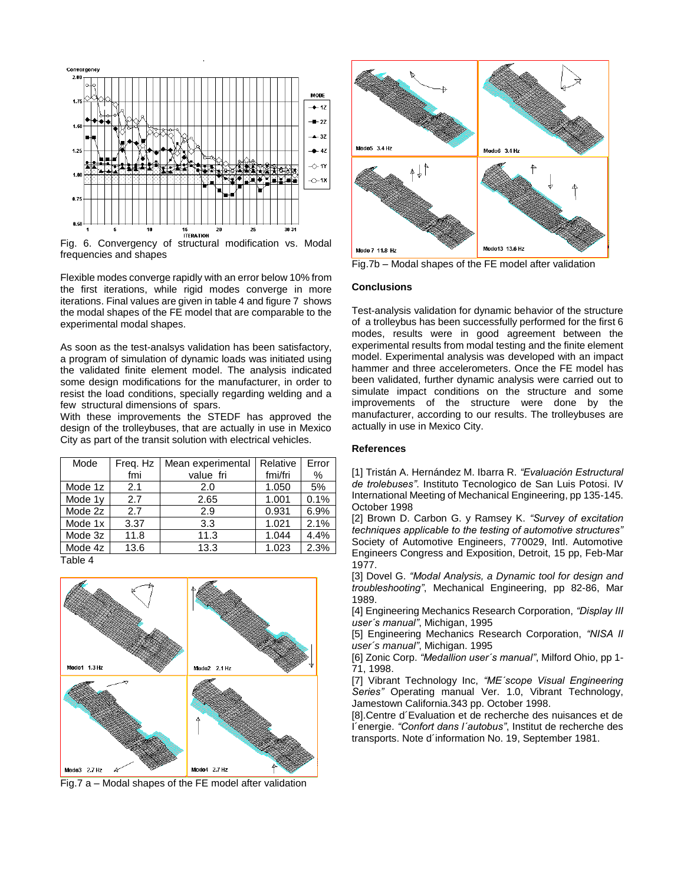Convergency

2.00

1.75

1.50

1.25

1.00

0.75

0.50

1 5 10 15 20 25 30 31

ITERATION

MODE

1Z

2Z

3Z

4Z

1Y

1X

Fig. 6. Convergency of structural modification vs. Modal frequencies and shapes

Flexible modes converge rapidly with an error below 10% from the first iterations, while rigid modes converge in more iterations. Final values are given in table 4 and figure 7 shows the modal shapes of the FE model that are comparable to the experimental modal shapes.

As soon as the test-analsys validation has been satisfactory, a program of simulation of dynamic loads was initiated using the validated finite element model. The analysis indicated some design modifications for the manufacturer, in order to resist the load conditions, specially regarding welding and a few structural dimensions of spars.

With these improvements the STEDF has approved the design of the trolleybuses, that are actually in use in Mexico City as part of the transit solution with electrical vehicles.

| Mode | Freq. Hz fmi | Mean experimental value fri | Relative fmi/fri | Error % |
|---|---|---|---|---|
| Mode 1z | 2.1 | 2.0 | 1.050 | 5% |
| Mode 1y | 2.7 | 2.65 | 1.001 | 0.1% |
| Mode 2z | 2.7 | 2.9 | 0.931 | 6.9% |
| Mode 1x | 3.37 | 3.3 | 1.021 | 2.1% |
| Mode 3z | 11.8 | 11.3 | 1.044 | 4.4% |
| Mode 4z | 13.6 | 13.3 | 1.023 | 2.3% |

Table 4

Modo1 1.3 Hz

Modo2 2.1 Hz

Modo3 2.7 Hz

Modo4 2.7 Hz

Fig.7 a – Modal shapes of the FE model after validation

Modo5 3.4 Hz

Modo6 3.4 Hz

Modo 7 11.8 Hz

Modo13 13.6 Hz

Fig.7b – Modal shapes of the FE model after validation

### Conclusions

Test-analysis validation for dynamic behavior of the structure of a trolleybus has been successfully performed for the first 6 modes, results were in good agreement between the experimental results from modal testing and the finite element model. Experimental analysis was developed with an impact hammer and three accelerometers. Once the FE model has been validated, further dynamic analysis were carried out to simulate impact conditions on the structure and some improvements of the structure were done by the manufacturer, according to our results. The trolleybuses are actually in use in Mexico City.

### References

[1] Tristán A. Hernández M. Ibarra R. *"Evaluación Estructural de trolebuses"*. Instituto Tecnologico de San Luis Potosi. IV International Meeting of Mechanical Engineering, pp 135-145. October 1998

[2] Brown D. Carbon G. y Ramsey K. *"Survey of excitation techniques applicable to the testing of automotive structures"* Society of Automotive Engineers, 770029, Intl. Automotive Engineers Congress and Exposition, Detroit, 15 pp, Feb-Mar 1977.

[3] Dovel G. *"Modal Analysis, a Dynamic tool for design and troubleshooting"*, Mechanical Engineering, pp 82-86, Mar 1989.

[4] Engineering Mechanics Research Corporation, *"Display III user´s manual"*, Michigan, 1995

[5] Engineering Mechanics Research Corporation, *"NISA II user´s manual"*, Michigan. 1995

[6] Zonic Corp. *"Medallion user´s manual"*, Milford Ohio, pp 1-71, 1998.

[7] Vibrant Technology Inc, *"ME´scope Visual Engineering Series"* Operating manual Ver. 1.0, Vibrant Technology, Jamestown California.343 pp. October 1998.

[8].Centre d´Evaluation et de recherche des nuisances et de l´energie. *"Confort dans l´autobus"*, Institut de recherche des transports. Note d´information No. 19, September 1981.